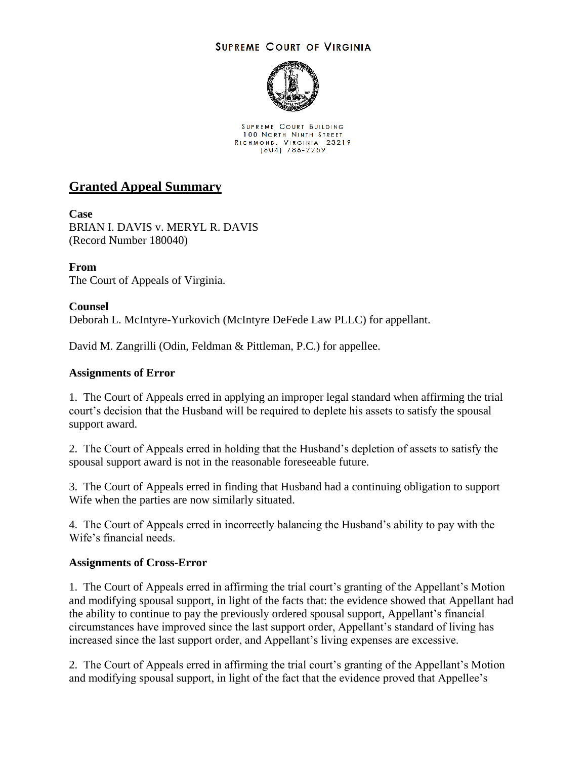SUPREME COURT OF VIRGINIA

SUPREME COURT BUILDING
100 NORTH NINTH STREET
RICHMOND, VIRGINIA 23219
(804) 786-2259

# Granted Appeal Summary

**Case**
BRIAN I. DAVIS v. MERYL R. DAVIS
(Record Number 180040)

**From**
The Court of Appeals of Virginia.

**Counsel**
Deborah L. McIntyre-Yurkovich (McIntyre DeFede Law PLLC) for appellant.

David M. Zangrilli (Odin, Feldman & Pittleman, P.C.) for appellee.

**Assignments of Error**

1. The Court of Appeals erred in applying an improper legal standard when affirming the trial court's decision that the Husband will be required to deplete his assets to satisfy the spousal support award.

2. The Court of Appeals erred in holding that the Husband's depletion of assets to satisfy the spousal support award is not in the reasonable foreseeable future.

3. The Court of Appeals erred in finding that Husband had a continuing obligation to support Wife when the parties are now similarly situated.

4. The Court of Appeals erred in incorrectly balancing the Husband's ability to pay with the Wife's financial needs.

**Assignments of Cross-Error**

1. The Court of Appeals erred in affirming the trial court's granting of the Appellant's Motion and modifying spousal support, in light of the facts that: the evidence showed that Appellant had the ability to continue to pay the previously ordered spousal support, Appellant's financial circumstances have improved since the last support order, Appellant's standard of living has increased since the last support order, and Appellant's living expenses are excessive.

2. The Court of Appeals erred in affirming the trial court's granting of the Appellant's Motion and modifying spousal support, in light of the fact that the evidence proved that Appellee's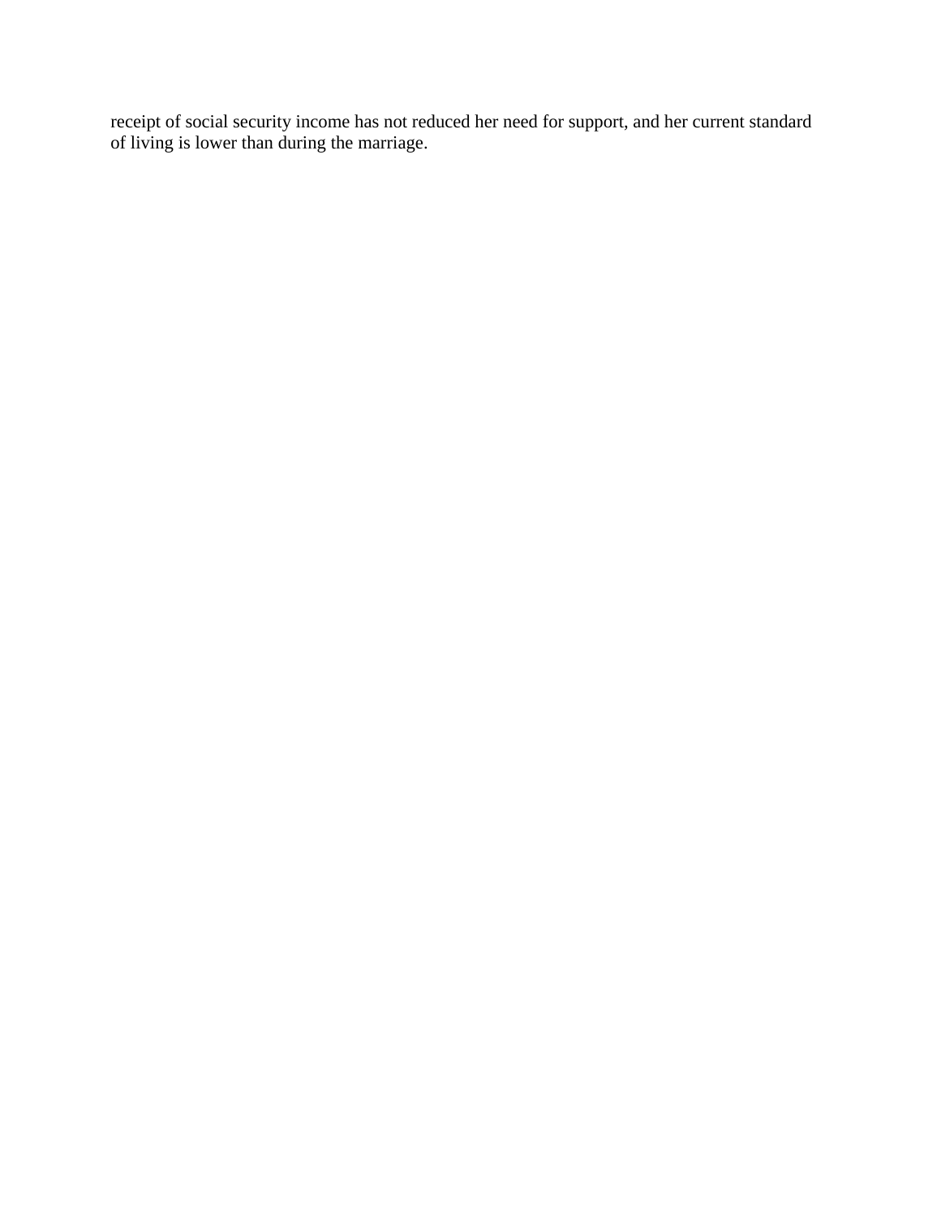receipt of social security income has not reduced her need for support, and her current standard of living is lower than during the marriage.